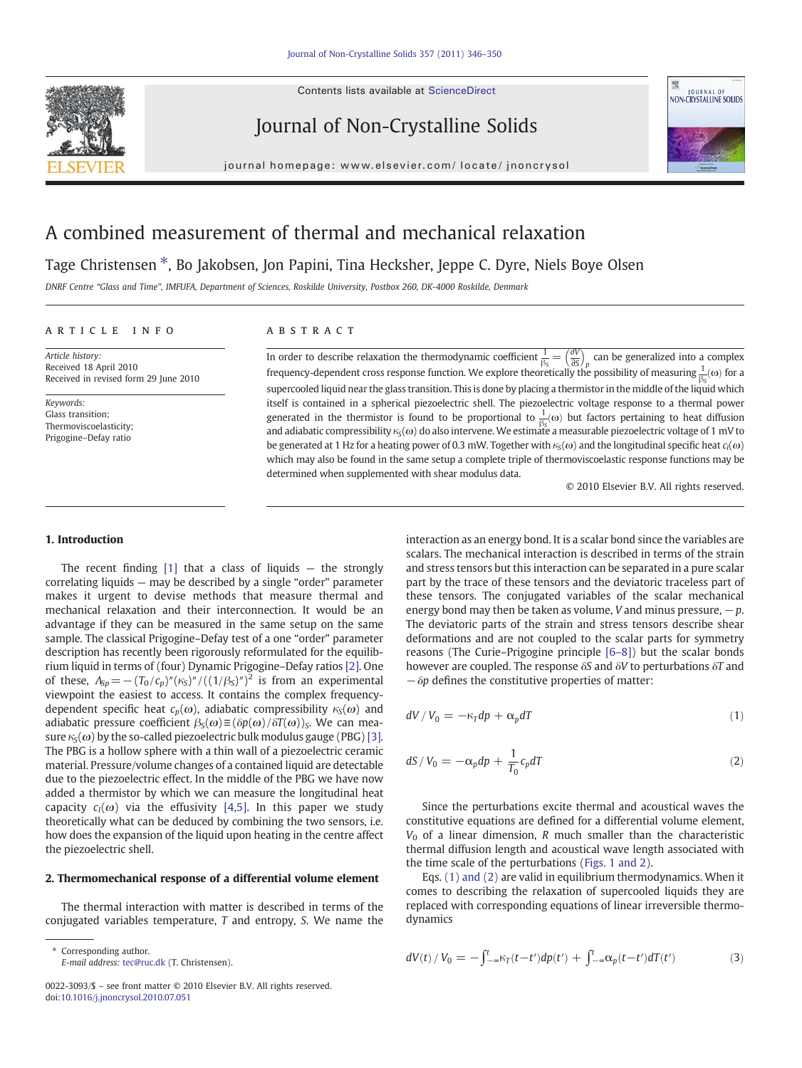# A combined measurement of thermal and mechanical relaxation

Tage Christensen *, Bo Jakobsen, Jon Papini, Tina Hecksher, Jeppe C. Dyre, Niels Boye Olsen

*DNRF Centre "Glass and Time", IMFUFA, Department of Sciences, Roskilde University, Postbox 260, DK-4000 Roskilde, Denmark*

**ARTICLE INFO**

*Article history:*
Received 18 April 2010
Received in revised form 29 June 2010

*Keywords:*
Glass transition;
Thermoviscoelasticity;
Prigogine–Defay ratio

**ABSTRACT**

In order to describe relaxation the thermodynamic coefficient $\frac{1}{\beta_S} = \left(\frac{\partial V}{\partial S}\right)_p$ can be generalized into a complex frequency-dependent cross response function. We explore theoretically the possibility of measuring $\frac{1}{\beta_S}(\omega)$ for a supercooled liquid near the glass transition. This is done by placing a thermistor in the middle of the liquid which itself is contained in a spherical piezoelectric shell. The piezoelectric voltage response to a thermal power generated in the thermistor is found to be proportional to $\frac{1}{\beta_S}(\omega)$ but factors pertaining to heat diffusion and adiabatic compressibility $\kappa_S(\omega)$ do also intervene. We estimate a measurable piezoelectric voltage of 1 mV to be generated at 1 Hz for a heating power of 0.3 mW. Together with $\kappa_S(\omega)$ and the longitudinal specific heat $c_l(\omega)$ which may also be found in the same setup a complete triple of thermoviscoelastic response functions may be determined when supplemented with shear modulus data.

© 2010 Elsevier B.V. All rights reserved.

## 1. Introduction

The recent finding [1] that a class of liquids — the strongly correlating liquids — may be described by a single "order" parameter makes it urgent to devise methods that measure thermal and mechanical relaxation and their interconnection. It would be an advantage if they can be measured in the same setup on the same sample. The classical Prigogine–Defay test of a one "order" parameter description has recently been rigorously reformulated for the equilibrium liquid in terms of (four) Dynamic Prigogine–Defay ratios [2]. One of these, $\Lambda_{Sp} = -(T_0/c_p)''(\kappa_S)''/((1/\beta_S)'')^2$ is from an experimental viewpoint the easiest to access. It contains the complex frequency-dependent specific heat $c_p(\omega)$, adiabatic compressibility $\kappa_S(\omega)$ and adiabatic pressure coefficient $\beta_S(\omega) \equiv (\delta p(\omega)/\delta T(\omega))_S$. We can measure $\kappa_S(\omega)$ by the so-called piezoelectric bulk modulus gauge (PBG) [3]. The PBG is a hollow sphere with a thin wall of a piezoelectric ceramic material. Pressure/volume changes of a contained liquid are detectable due to the piezoelectric effect. In the middle of the PBG we have now added a thermistor by which we can measure the longitudinal heat capacity $c_l(\omega)$ via the effusivity [4,5]. In this paper we study theoretically what can be deduced by combining the two sensors, i.e. how does the expansion of the liquid upon heating in the centre affect the piezoelectric shell.

## 2. Thermomechanical response of a differential volume element

The thermal interaction with matter is described in terms of the conjugated variables temperature, $T$ and entropy, $S$. We name the interaction as an energy bond. It is a scalar bond since the variables are scalars. The mechanical interaction is described in terms of the strain and stress tensors but this interaction can be separated in a pure scalar part by the trace of these tensors and the deviatoric traceless part of these tensors. The conjugated variables of the scalar mechanical energy bond may then be taken as volume, $V$ and minus pressure, $-p$. The deviatoric parts of the strain and stress tensors describe shear deformations and are not coupled to the scalar parts for symmetry reasons (The Curie–Prigogine principle [6–8]) but the scalar bonds however are coupled. The response $\delta S$ and $\delta V$ to perturbations $\delta T$ and $-\delta p$ defines the constitutive properties of matter:

$$dV/V_0 = -\kappa_T dp + \alpha_p dT \tag{1}$$

$$dS/V_0 = -\alpha_p dp + \frac{1}{T_0} c_p dT \tag{2}$$

Since the perturbations excite thermal and acoustical waves the constitutive equations are defined for a differential volume element, $V_0$ of a linear dimension, $R$ much smaller than the characteristic thermal diffusion length and acoustical wave length associated with the time scale of the perturbations (Figs. 1 and 2).

Eqs. (1) and (2) are valid in equilibrium thermodynamics. When it comes to describing the relaxation of supercooled liquids they are replaced with corresponding equations of linear irreversible thermodynamics

$$dV(t)/V_0 = -\int_{-\infty}^{t} \kappa_T(t-t')dp(t') + \int_{-\infty}^{t} \alpha_p(t-t')dT(t') \tag{3}$$

\* Corresponding author.
E-mail address: tec@ruc.dk (T. Christensen).

0022-3093/$ – see front matter © 2010 Elsevier B.V. All rights reserved.
doi:10.1016/j.jnoncrysol.2010.07.051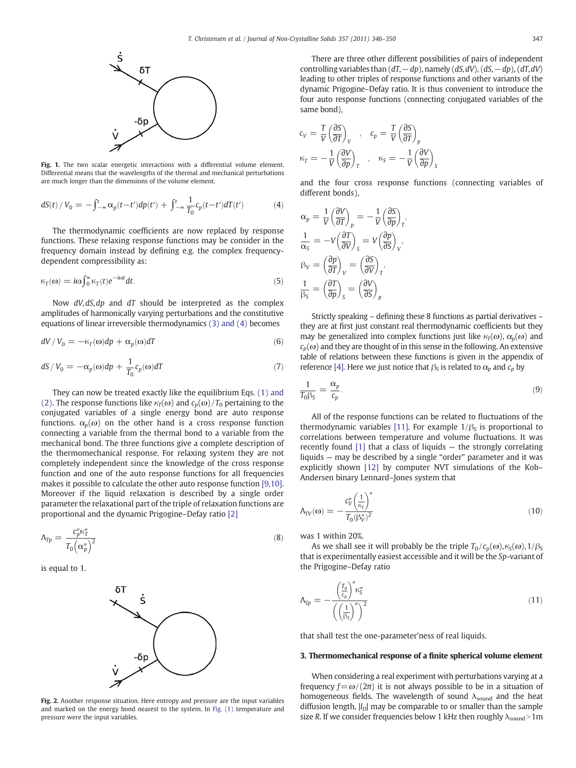**Fig. 1.** The two scalar energetic interactions with a differential volume element. Differential means that the wavelengths of the thermal and mechanical perturbations are much longer than the dimensions of the volume element.

$$dS(t)/V_0 = -\int_{-\infty}^{t} \alpha_p(t-t')dp(t') + \int_{-\infty}^{t} \frac{1}{T_0} c_p(t-t')dT(t') \tag{4}$$

The thermodynamic coefficients are now replaced by response functions. These relaxing response functions may be consider in the frequency domain instead by defining e.g. the complex frequency-dependent compressibility as:

$$\kappa_T(\omega) = i\omega \int_0^{\infty} \kappa_T(t) e^{-i\omega t} dt. \tag{5}$$

Now $dV, dS, dp$ and $dT$ should be interpreted as the complex amplitudes of harmonically varying perturbations and the constitutive equations of linear irreversible thermodynamics (3) and (4) becomes

$$dV/V_0 = -\kappa_T(\omega)dp + \alpha_p(\omega)dT \tag{6}$$

$$dS/V_0 = -\alpha_p(\omega)dp + \frac{1}{T_0} c_p(\omega)dT \tag{7}$$

They can now be treated exactly like the equilibrium Eqs. (1) and (2). The response functions like $\kappa_T(\omega)$ and $c_p(\omega)/T_0$ pertaining to the conjugated variables of a single energy bond are auto response functions. $\alpha_p(\omega)$ on the other hand is a cross response function connecting a variable from the thermal bond to a variable from the mechanical bond. The three functions give a complete description of the thermomechanical response. For relaxing system they are not completely independent since the knowledge of the cross response function and one of the auto response functions for all frequencies makes it possible to calculate the other auto response function [9,10]. Moreover if the liquid relaxation is described by a single order parameter the relaxational part of the triple of relaxation functions are proportional and the dynamic Prigogine–Defay ratio [2]

$$\Lambda_{Tp} = \frac{c_p'' \kappa_T''}{T_0 \left(\alpha_p''\right)^2} \tag{8}$$

is equal to 1.

**Fig. 2.** Another response situation. Here entropy and pressure are the input variables and marked on the energy bond nearest to the system. In Fig. (1) temperature and pressure were the input variables.

There are three other different possibilities of pairs of independent controlling variables than $(dT, -dp)$, namely $(dS, dV)$, $(dS, -dp)$, $(dT, dV)$ leading to other triples of response functions and other variants of the dynamic Prigogine–Defay ratio. It is thus convenient to introduce the four auto response functions (connecting conjugated variables of the same bond),

$$c_V = \frac{T}{V}\left(\frac{\partial S}{\partial T}\right)_V \quad , \quad c_p = \frac{T}{V}\left(\frac{\partial S}{\partial T}\right)_p$$
$$\kappa_T = -\frac{1}{V}\left(\frac{\partial V}{\partial p}\right)_T \quad , \quad \kappa_S = -\frac{1}{V}\left(\frac{\partial V}{\partial p}\right)_S$$

and the four cross response functions (connecting variables of different bonds),

$$\alpha_p = \frac{1}{V}\left(\frac{\partial V}{\partial T}\right)_p = -\frac{1}{V}\left(\frac{\partial S}{\partial p}\right)_T,$$
$$\frac{1}{\alpha_S} = -V\left(\frac{\partial T}{\partial V}\right)_S = V\left(\frac{\partial p}{\partial S}\right)_V,$$
$$\beta_V = \left(\frac{\partial p}{\partial T}\right)_V = \left(\frac{\partial S}{\partial V}\right)_T,$$
$$\frac{1}{\beta_S} = \left(\frac{\partial T}{\partial p}\right)_S = \left(\frac{\partial V}{\partial S}\right)_p$$

Strictly speaking – defining these 8 functions as partial derivatives – they are at first just constant real thermodynamic coefficients but they may be generalized into complex functions just like $\kappa_T(\omega)$, $\alpha_p(\omega)$ and $c_p(\omega)$ and they are thought of in this sense in the following. An extensive table of relations between these functions is given in the appendix of reference [4]. Here we just notice that $\beta_S$ is related to $\alpha_p$ and $c_p$ by

$$\frac{1}{T_0 \beta_S} = \frac{\alpha_p}{c_p}. \tag{9}$$

All of the response functions can be related to fluctuations of the thermodynamic variables [11]. For example $1/\beta_S$ is proportional to correlations between temperature and volume fluctuations. It was recently found [1] that a class of liquids — the strongly correlating liquids — may be described by a single "order" parameter and it was explicitly shown [12] by computer NVT simulations of the Kob–Andersen binary Lennard–Jones system that

$$\Lambda_{TV}(\omega) = -\frac{c_V'' \left(\frac{1}{\kappa_T}\right)''}{T_0 (\beta_V'')^2} \tag{10}$$

was 1 within 20%.

As we shall see it will probably be the triple $T_0/c_p(\omega), \kappa_S(\omega), 1/\beta_S$ that is experimentally easiest accessible and it will be the *Sp*-variant of the Prigogine–Defay ratio

$$\Lambda_{Sp} = -\frac{\left(\frac{T_0}{c_p}\right)'' \kappa_S''}{\left(\left(\frac{1}{\beta_S}\right)''\right)^2} \tag{11}$$

that shall test the one-parameter'ness of real liquids.

### 3. Thermomechanical response of a finite spherical volume element

When considering a real experiment with perturbations varying at a frequency $f = \omega/(2\pi)$ it is not always possible to be in a situation of homogeneous fields. The wavelength of sound $\lambda_{\text{sound}}$ and the heat diffusion length, $|l_D|$ may be comparable to or smaller than the sample size $R$. If we consider frequencies below 1 kHz then roughly $\lambda_{\text{sound}} > 1\text{m}$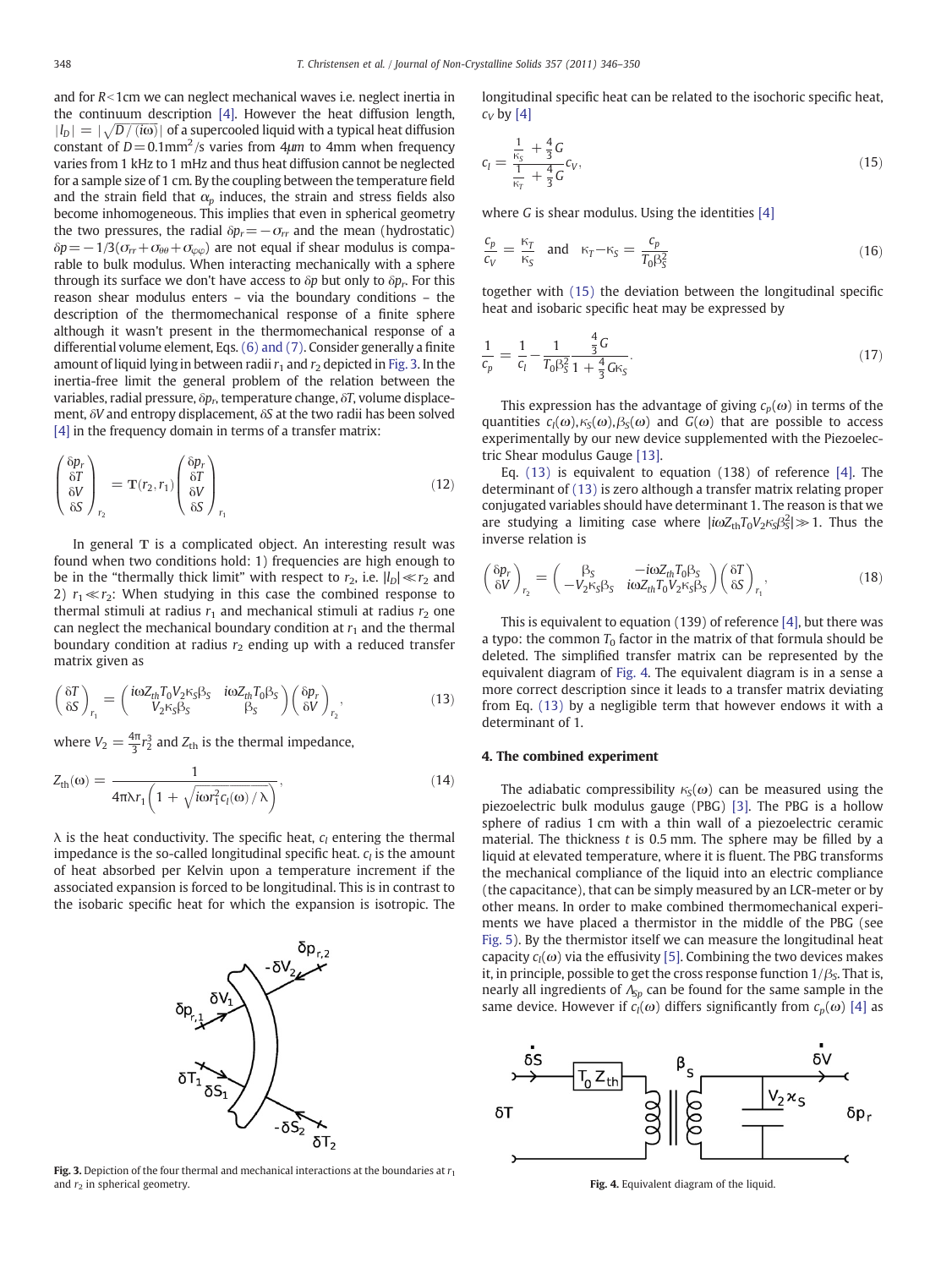and for $R<1$cm we can neglect mechanical waves i.e. neglect inertia in the continuum description [4]. However the heat diffusion length, $|l_D| = |\sqrt{D/(i\omega)}|$ of a supercooled liquid with a typical heat diffusion constant of $D=0.1\text{mm}^2/\text{s}$ varies from $4\mu m$ to 4mm when frequency varies from 1 kHz to 1 mHz and thus heat diffusion cannot be neglected for a sample size of 1 cm. By the coupling between the temperature field and the strain field that $\alpha_p$ induces, the strain and stress fields also become inhomogeneous. This implies that even in spherical geometry the two pressures, the radial $\delta p_r = -\sigma_{rr}$ and the mean (hydrostatic) $\delta p = -1/3(\sigma_{rr}+\sigma_{\theta\theta}+\sigma_{\varphi\varphi})$ are not equal if shear modulus is comparable to bulk modulus. When interacting mechanically with a sphere through its surface we don't have access to $\delta p$ but only to $\delta p_r$. For this reason shear modulus enters – via the boundary conditions – the description of the thermomechanical response of a finite sphere although it wasn't present in the thermomechanical response of a differential volume element, Eqs. (6) and (7). Consider generally a finite amount of liquid lying in between radii $r_1$ and $r_2$ depicted in Fig. 3. In the inertia-free limit the general problem of the relation between the variables, radial pressure, $\delta p_r$, temperature change, $\delta T$, volume displacement, $\delta V$ and entropy displacement, $\delta S$ at the two radii has been solved [4] in the frequency domain in terms of a transfer matrix:

$$\begin{pmatrix} \delta p_r \\ \delta T \\ \delta V \\ \delta S \end{pmatrix}_{r_2} = \mathbf{T}(r_2, r_1) \begin{pmatrix} \delta p_r \\ \delta T \\ \delta V \\ \delta S \end{pmatrix}_{r_1} \tag{12}$$

In general $\mathbf{T}$ is a complicated object. An interesting result was found when two conditions hold: 1) frequencies are high enough to be in the "thermally thick limit" with respect to $r_2$, i.e. $|l_D| \ll r_2$ and 2) $r_1 \ll r_2$: When studying in this case the combined response to thermal stimuli at radius $r_1$ and mechanical stimuli at radius $r_2$ one can neglect the mechanical boundary condition at $r_1$ and the thermal boundary condition at radius $r_2$ ending up with a reduced transfer matrix given as

$$\begin{pmatrix} \delta T \\ \delta S \end{pmatrix}_{r_1} = \begin{pmatrix} i\omega Z_{th} T_0 V_2 \kappa_S \beta_S & i\omega Z_{th} T_0 \beta_S \\ V_2 \kappa_S \beta_S & \beta_S \end{pmatrix} \begin{pmatrix} \delta p_r \\ \delta V \end{pmatrix}_{r_2}, \tag{13}$$

where $V_2 = \frac{4\pi}{3} r_2^3$ and $Z_{\text{th}}$ is the thermal impedance,

$$Z_{\text{th}}(\omega) = \frac{1}{4\pi\lambda r_1 \left(1 + \sqrt{i\omega r_1^2 c_l(\omega)/\lambda}\right)}, \tag{14}$$

$\lambda$ is the heat conductivity. The specific heat, $c_l$ entering the thermal impedance is the so-called longitudinal specific heat. $c_l$ is the amount of heat absorbed per Kelvin upon a temperature increment if the associated expansion is forced to be longitudinal. This is in contrast to the isobaric specific heat for which the expansion is isotropic. The longitudinal specific heat can be related to the isochoric specific heat, $c_V$ by [4]

$$c_l = \frac{\frac{1}{\kappa_S} + \frac{4}{3}G}{\frac{1}{\kappa_T} + \frac{4}{3}G} c_V, \tag{15}$$

where $G$ is shear modulus. Using the identities [4]

$$\frac{c_p}{c_V} = \frac{\kappa_T}{\kappa_S} \quad \text{and} \quad \kappa_T - \kappa_S = \frac{c_p}{T_0 \beta_S^2} \tag{16}$$

together with (15) the deviation between the longitudinal specific heat and isobaric specific heat may be expressed by

$$\frac{1}{c_p} = \frac{1}{c_l} - \frac{1}{T_0 \beta_S^2} \frac{\frac{4}{3}G}{1 + \frac{4}{3}G\kappa_S}. \tag{17}$$

This expression has the advantage of giving $c_p(\omega)$ in terms of the quantities $c_l(\omega), \kappa_S(\omega), \beta_S(\omega)$ and $G(\omega)$ that are possible to access experimentally by our new device supplemented with the Piezoelectric Shear modulus Gauge [13].

Eq. (13) is equivalent to equation (138) of reference [4]. The determinant of (13) is zero although a transfer matrix relating proper conjugated variables should have determinant 1. The reason is that we are studying a limiting case where $|i\omega Z_{\text{th}} T_0 V_2 \kappa_S \beta_S^2| \gg 1$. Thus the inverse relation is

$$\begin{pmatrix} \delta p_r \\ \delta V \end{pmatrix}_{r_2} = \begin{pmatrix} \beta_S & -i\omega Z_{th} T_0 \beta_S \\ -V_2 \kappa_S \beta_S & i\omega Z_{th} T_0 V_2 \kappa_S \beta_S \end{pmatrix} \begin{pmatrix} \delta T \\ \delta S \end{pmatrix}_{r_1}, \tag{18}$$

This is equivalent to equation (139) of reference [4], but there was a typo: the common $T_0$ factor in the matrix of that formula should be deleted. The simplified transfer matrix can be represented by the equivalent diagram of Fig. 4. The equivalent diagram is in a sense a more correct description since it leads to a transfer matrix deviating from Eq. (13) by a negligible term that however endows it with a determinant of 1.

Fig. 3. Depiction of the four thermal and mechanical interactions at the boundaries at $r_1$ and $r_2$ in spherical geometry.

## 4. The combined experiment

The adiabatic compressibility $\kappa_S(\omega)$ can be measured using the piezoelectric bulk modulus gauge (PBG) [3]. The PBG is a hollow sphere of radius 1 cm with a thin wall of a piezoelectric ceramic material. The thickness $t$ is 0.5 mm. The sphere may be filled by a liquid at elevated temperature, where it is fluent. The PBG transforms the mechanical compliance of the liquid into an electric compliance (the capacitance), that can be simply measured by an LCR-meter or by other means. In order to make combined thermomechanical experiments we have placed a thermistor in the middle of the PBG (see Fig. 5). By the thermistor itself we can measure the longitudinal heat capacity $c_l(\omega)$ via the effusivity [5]. Combining the two devices makes it, in principle, possible to get the cross response function $1/\beta_S$. That is, nearly all ingredients of $\Lambda_{Sp}$ can be found for the same sample in the same device. However if $c_l(\omega)$ differs significantly from $c_p(\omega)$ [4] as

Fig. 4. Equivalent diagram of the liquid.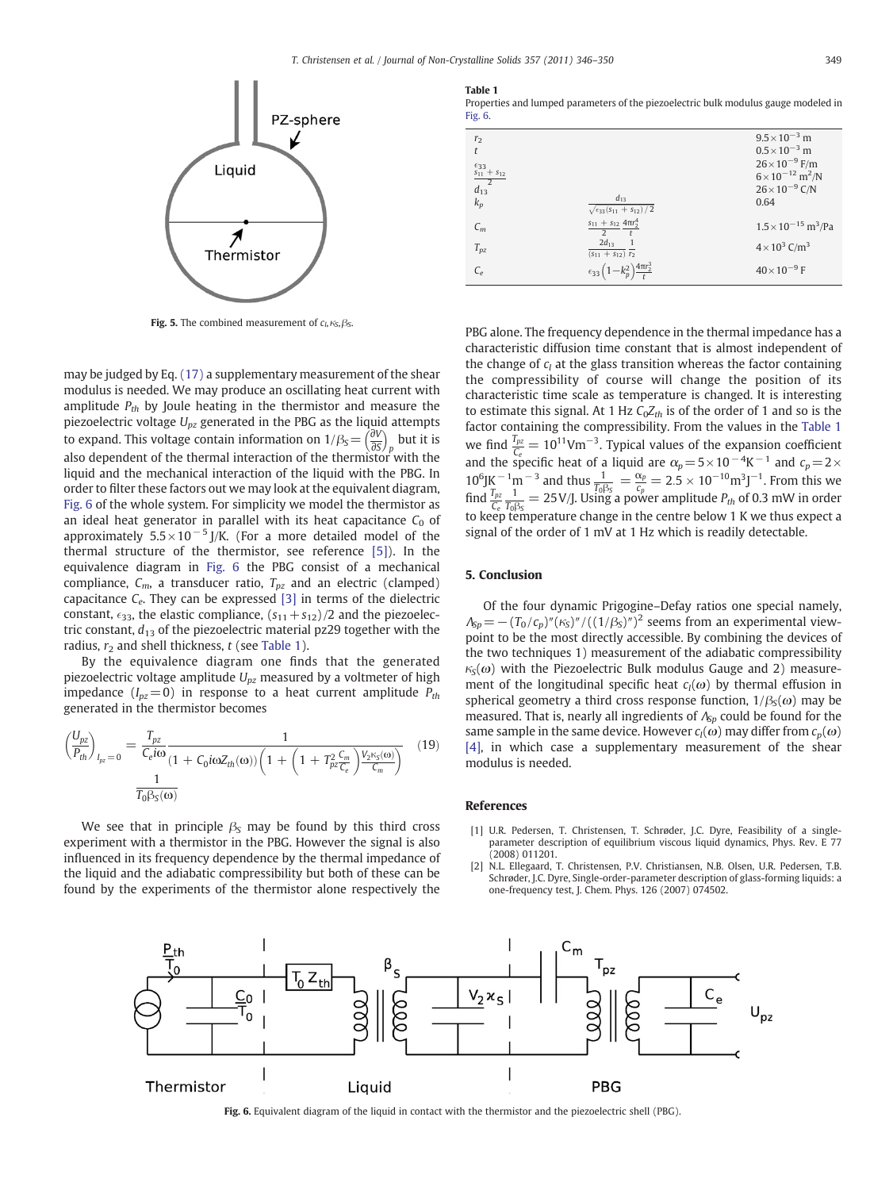Fig. 5. The combined measurement of $c_l, \kappa_S, \beta_S$.

may be judged by Eq. (17) a supplementary measurement of the shear modulus is needed. We may produce an oscillating heat current with amplitude $P_{th}$ by Joule heating in the thermistor and measure the piezoelectric voltage $U_{pz}$ generated in the PBG as the liquid attempts to expand. This voltage contain information on $1/\beta_S = \left(\frac{\partial V}{\partial S}\right)_p$ but it is also dependent of the thermal interaction of the thermistor with the liquid and the mechanical interaction of the liquid with the PBG. In order to filter these factors out we may look at the equivalent diagram, Fig. 6 of the whole system. For simplicity we model the thermistor as an ideal heat generator in parallel with its heat capacitance $C_0$ of approximately $5.5\times10^{-5}$ J/K. (For a more detailed model of the thermal structure of the thermistor, see reference [5]). In the equivalence diagram in Fig. 6 the PBG consist of a mechanical compliance, $C_m$, a transducer ratio, $T_{pz}$ and an electric (clamped) capacitance $C_e$. They can be expressed [3] in terms of the dielectric constant, $\epsilon_{33}$, the elastic compliance, $(s_{11}+s_{12})/2$ and the piezoelectric constant, $d_{13}$ of the piezoelectric material pz29 together with the radius, $r_2$ and shell thickness, $t$ (see Table 1).

By the equivalence diagram one finds that the generated piezoelectric voltage amplitude $U_{pz}$ measured by a voltmeter of high impedance ($I_{pz}=0$) in response to a heat current amplitude $P_{th}$ generated in the thermistor becomes

$$\left(\frac{U_{pz}}{P_{th}}\right)_{I_{pz}=0} = \frac{T_{pz}}{C_e i\omega}\frac{1}{(1+C_0 i\omega Z_{th}(\omega))\left(1+\left(1+T_{pz}^2\frac{C_m}{C_e}\right)\frac{V_2\kappa_S(\omega)}{C_m}\right)}\frac{1}{T_0\beta_S(\omega)} \quad (19)$$

We see that in principle $\beta_S$ may be found by this third cross experiment with a thermistor in the PBG. However the signal is also influenced in its frequency dependence by the thermal impedance of the liquid and the adiabatic compressibility but both of these can be found by the experiments of the thermistor alone respectively the PBG alone. The frequency dependence in the thermal impedance has a characteristic diffusion time constant that is almost independent of the change of $c_l$ at the glass transition whereas the factor containing the compressibility will of course change the position of its characteristic time scale as temperature is changed. It is interesting to estimate this signal. At 1 Hz $C_0Z_{th}$ is of the order of 1 and so is the factor containing the compressibility. From the values in the Table 1 we find $\frac{T_{pz}}{C_e} = 10^{11}\text{Vm}^{-3}$. Typical values of the expansion coefficient and the specific heat of a liquid are $\alpha_p = 5\times10^{-4}\text{K}^{-1}$ and $c_p = 2\times10^6\text{JK}^{-1}\text{m}^{-3}$ and thus $\frac{1}{T_0\beta_S} = \frac{\alpha_p}{c_p} = 2.5\times10^{-10}\text{m}^3\text{J}^{-1}$. From this we find $\frac{T_{pz}}{C_e}\frac{1}{T_0\beta_S} = 25$V/J. Using a power amplitude $P_{th}$ of 0.3 mW in order to keep temperature change in the centre below 1 K we thus expect a signal of the order of 1 mV at 1 Hz which is readily detectable.

**Table 1**
Properties and lumped parameters of the piezoelectric bulk modulus gauge modeled in Fig. 6.

| | | |
|---|---|---|
| $r_2$ | | $9.5\times10^{-3}$ m |
| $t$ | | $0.5\times10^{-3}$ m |
| $\epsilon_{33}$ | | $26\times10^{-9}$ F/m |
| $\frac{s_{11}+s_{12}}{2}$ | | $6\times10^{-12}$ m²/N |
| $d_{13}$ | | $26\times10^{-9}$ C/N |
| $k_p$ | $\frac{d_{13}}{\sqrt{\epsilon_{33}(s_{11}+s_{12})/2}}$ | 0.64 |
| $C_m$ | $\frac{s_{11}+s_{12}}{2}\frac{4\pi r_2^4}{t}$ | $1.5\times10^{-15}$ m³/Pa |
| $T_{pz}$ | $\frac{2d_{13}}{(s_{11}+s_{12})}\frac{1}{r_2}$ | $4\times10^3$ C/m³ |
| $C_e$ | $\epsilon_{33}\left(1-k_p^2\right)\frac{4\pi r_2^3}{t}$ | $40\times10^{-9}$ F |

## 5. Conclusion

Of the four dynamic Prigogine–Defay ratios one special namely, $\Lambda_{Sp} = -(T_0/c_p)''(\kappa_S)''/((1/\beta_S)'')^2$ seems from an experimental viewpoint to be the most directly accessible. By combining the devices of the two techniques 1) measurement of the adiabatic compressibility $\kappa_S(\omega)$ with the Piezoelectric Bulk modulus Gauge and 2) measurement of the longitudinal specific heat $c_l(\omega)$ by thermal effusion in spherical geometry a third cross response function, $1/\beta_S(\omega)$ may be measured. That is, nearly all ingredients of $\Lambda_{Sp}$ could be found for the same sample in the same device. However $c_l(\omega)$ may differ from $c_p(\omega)$ [4], in which case a supplementary measurement of the shear modulus is needed.

## References

[1] U.R. Pedersen, T. Christensen, T. Schrøder, J.C. Dyre, Feasibility of a single-parameter description of equilibrium viscous liquid dynamics, Phys. Rev. E 77 (2008) 011201.

[2] N.L. Ellegaard, T. Christensen, P.V. Christiansen, N.B. Olsen, U.R. Pedersen, T.B. Schrøder, J.C. Dyre, Single-order-parameter description of glass-forming liquids: a one-frequency test, J. Chem. Phys. 126 (2007) 074502.

Fig. 6. Equivalent diagram of the liquid in contact with the thermistor and the piezoelectric shell (PBG).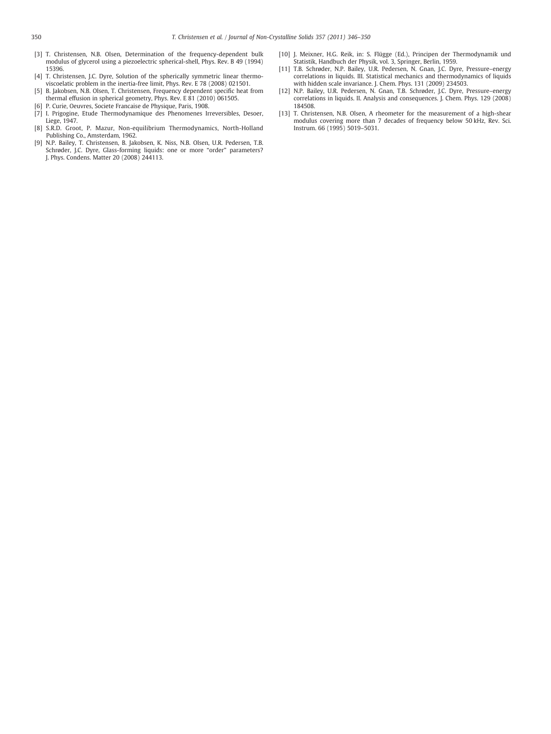[3] T. Christensen, N.B. Olsen, Determination of the frequency-dependent bulk modulus of glycerol using a piezoelectric spherical-shell, Phys. Rev. B 49 (1994) 15396.

[4] T. Christensen, J.C. Dyre, Solution of the spherically symmetric linear thermoviscoelatic problem in the inertia-free limit, Phys. Rev. E 78 (2008) 021501.

[5] B. Jakobsen, N.B. Olsen, T. Christensen, Frequency dependent specific heat from thermal effusion in spherical geometry, Phys. Rev. E 81 (2010) 061505.

[6] P. Curie, Oeuvres, Societe Francaise de Physique, Paris, 1908.

[7] I. Prigogine, Etude Thermodynamique des Phenomenes Irreversibles, Desoer, Liege, 1947.

[8] S.R.D. Groot, P. Mazur, Non-equilibrium Thermodynamics, North-Holland Publishing Co., Amsterdam, 1962.

[9] N.P. Bailey, T. Christensen, B. Jakobsen, K. Niss, N.B. Olsen, U.R. Pedersen, T.B. Schrøder, J.C. Dyre, Glass-forming liquids: one or more "order" parameters? J. Phys. Condens. Matter 20 (2008) 244113.

[10] J. Meixner, H.G. Reik, in: S. Flügge (Ed.), Principen der Thermodynamik und Statistik, Handbuch der Physik, vol. 3, Springer, Berlin, 1959.

[11] T.B. Schrøder, N.P. Bailey, U.R. Pedersen, N. Gnan, J.C. Dyre, Pressure–energy correlations in liquids. III. Statistical mechanics and thermodynamics of liquids with hidden scale invariance. J. Chem. Phys. 131 (2009) 234503.

[12] N.P. Bailey, U.R. Pedersen, N. Gnan, T.B. Schrøder, J.C. Dyre, Pressure–energy correlations in liquids. II. Analysis and consequences. J. Chem. Phys. 129 (2008) 184508.

[13] T. Christensen, N.B. Olsen, A rheometer for the measurement of a high-shear modulus covering more than 7 decades of frequency below 50 kHz, Rev. Sci. Instrum. 66 (1995) 5019–5031.